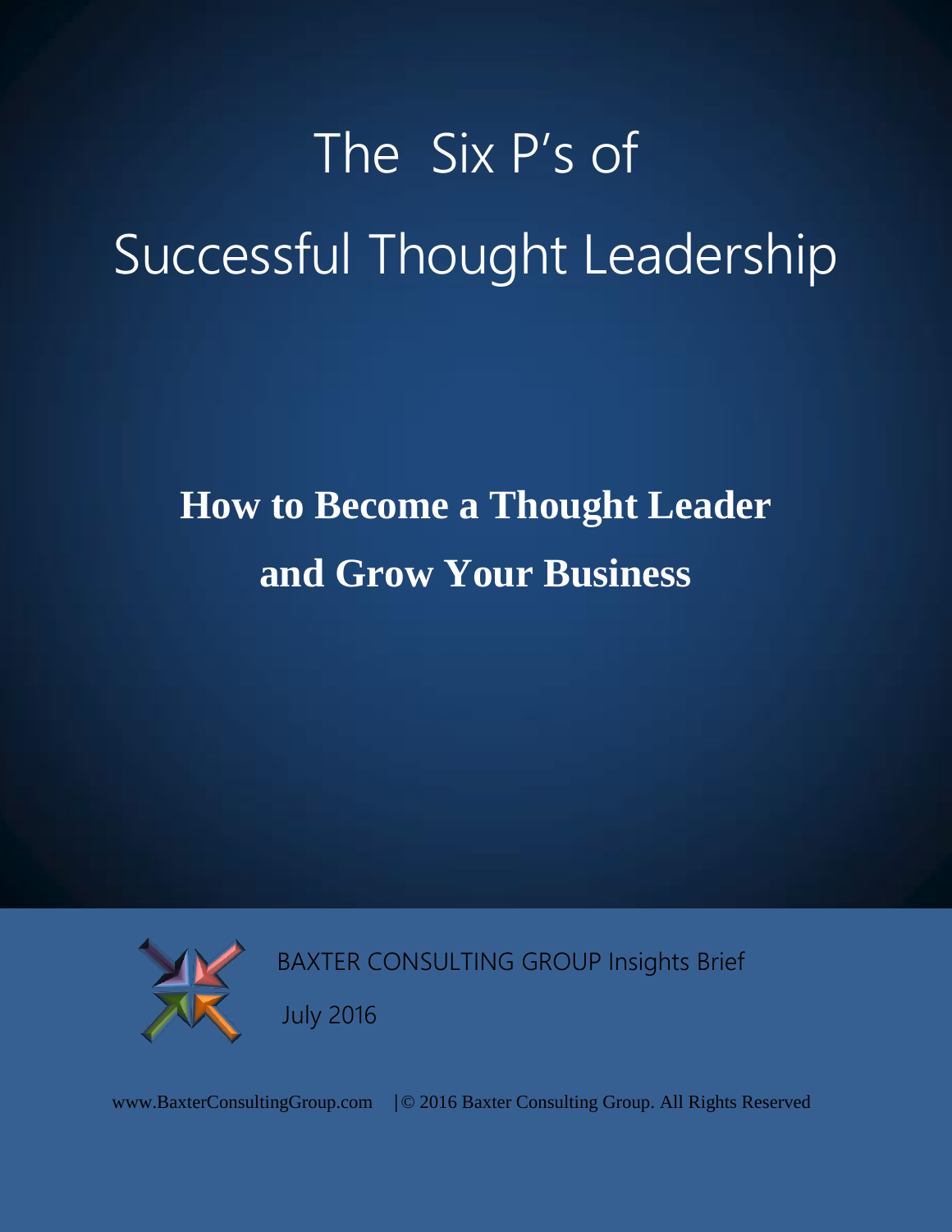# The Six P's of Successful Thought Leadership

## How to Become a Thought Leader and Grow Your Business

BAXTER CONSULTING GROUP Insights Brief

July 2016

www.BaxterConsultingGroup.com | © 2016 Baxter Consulting Group. All Rights Reserved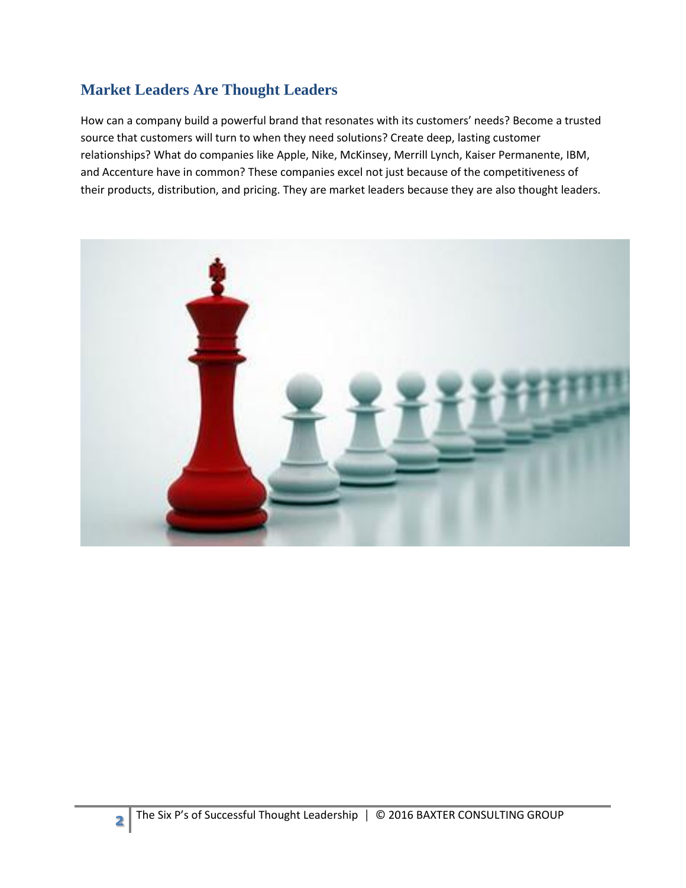## Market Leaders Are Thought Leaders

How can a company build a powerful brand that resonates with its customers' needs? Become a trusted source that customers will turn to when they need solutions? Create deep, lasting customer relationships? What do companies like Apple, Nike, McKinsey, Merrill Lynch, Kaiser Permanente, IBM, and Accenture have in common? These companies excel not just because of the competitiveness of their products, distribution, and pricing. They are market leaders because they are also thought leaders.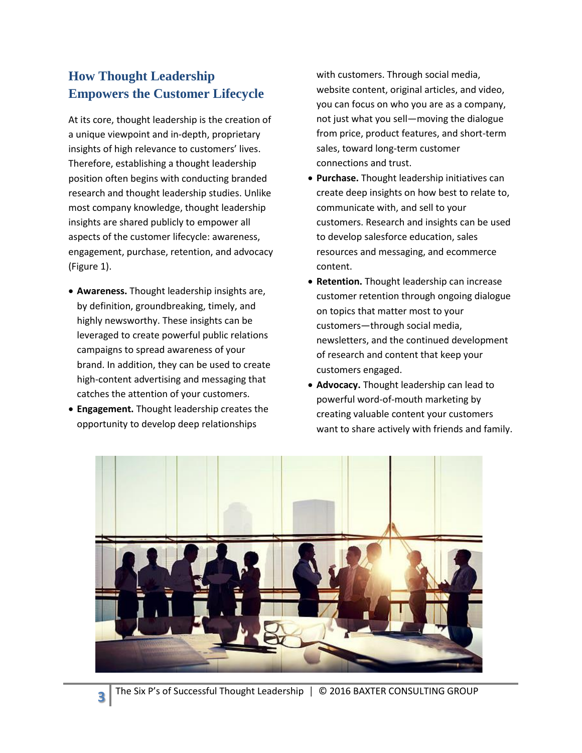## How Thought Leadership Empowers the Customer Lifecycle

At its core, thought leadership is the creation of a unique viewpoint and in-depth, proprietary insights of high relevance to customers' lives. Therefore, establishing a thought leadership position often begins with conducting branded research and thought leadership studies. Unlike most company knowledge, thought leadership insights are shared publicly to empower all aspects of the customer lifecycle: awareness, engagement, purchase, retention, and advocacy (Figure 1).

- **Awareness.** Thought leadership insights are, by definition, groundbreaking, timely, and highly newsworthy. These insights can be leveraged to create powerful public relations campaigns to spread awareness of your brand. In addition, they can be used to create high-content advertising and messaging that catches the attention of your customers.
- **Engagement.** Thought leadership creates the opportunity to develop deep relationships with customers. Through social media, website content, original articles, and video, you can focus on who you are as a company, not just what you sell—moving the dialogue from price, product features, and short-term sales, toward long-term customer connections and trust.
- **Purchase.** Thought leadership initiatives can create deep insights on how best to relate to, communicate with, and sell to your customers. Research and insights can be used to develop salesforce education, sales resources and messaging, and ecommerce content.
- **Retention.** Thought leadership can increase customer retention through ongoing dialogue on topics that matter most to your customers—through social media, newsletters, and the continued development of research and content that keep your customers engaged.
- **Advocacy.** Thought leadership can lead to powerful word-of-mouth marketing by creating valuable content your customers want to share actively with friends and family.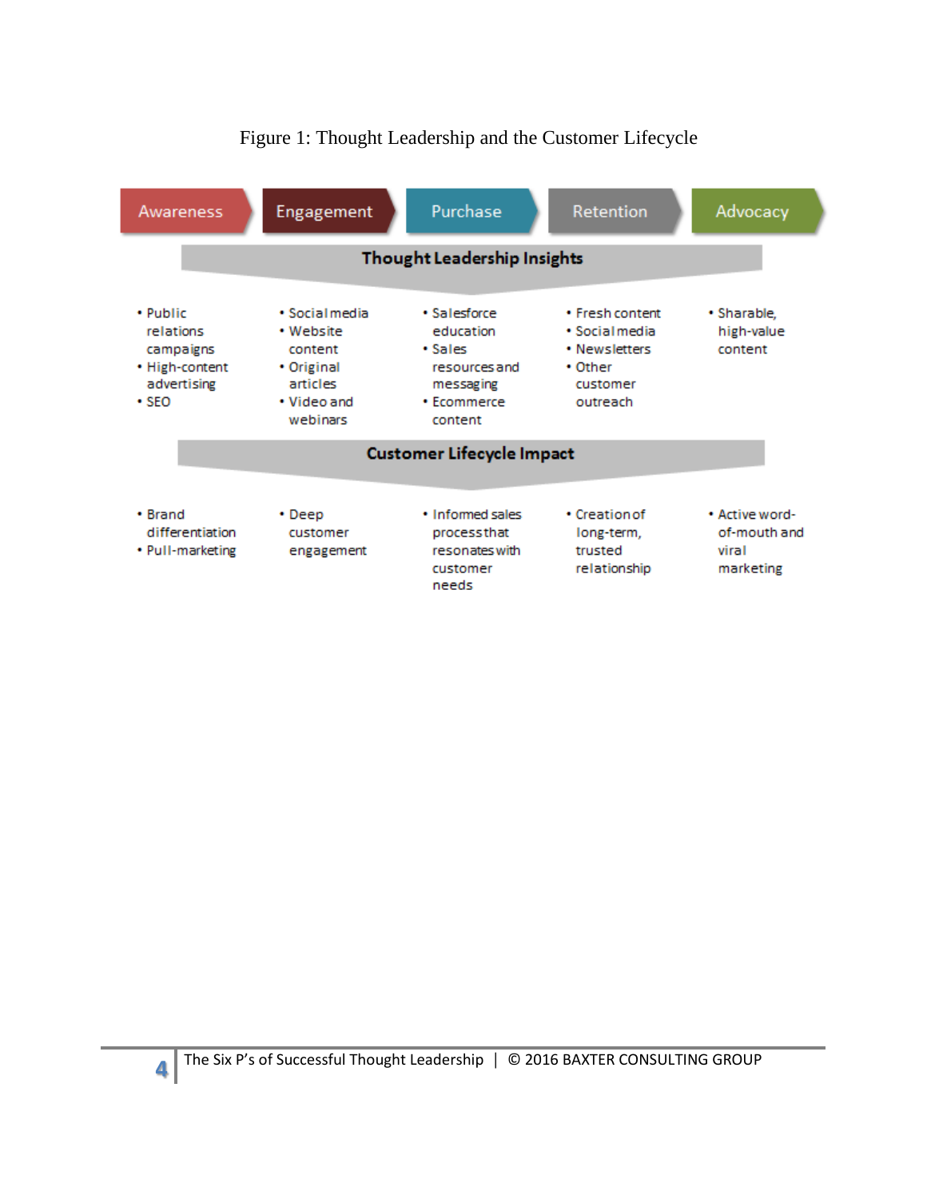Figure 1: Thought Leadership and the Customer Lifecycle

| Awareness | Engagement | Purchase | Retention | Advocacy |
|---|---|---|---|---|
| **Thought Leadership Insights** | | | | |
| • Public relations campaigns<br>• High-content advertising<br>• SEO | • Social media<br>• Website content<br>• Original articles<br>• Video and webinars | • Salesforce education<br>• Sales resources and messaging<br>• Ecommerce content | • Fresh content<br>• Social media<br>• Newsletters<br>• Other customer outreach | • Sharable, high-value content |
| **Customer Lifecycle Impact** | | | | |
| • Brand differentiation<br>• Pull-marketing | • Deep customer engagement | • Informed sales process that resonates with customer needs | • Creation of long-term, trusted relationship | • Active word-of-mouth and viral marketing |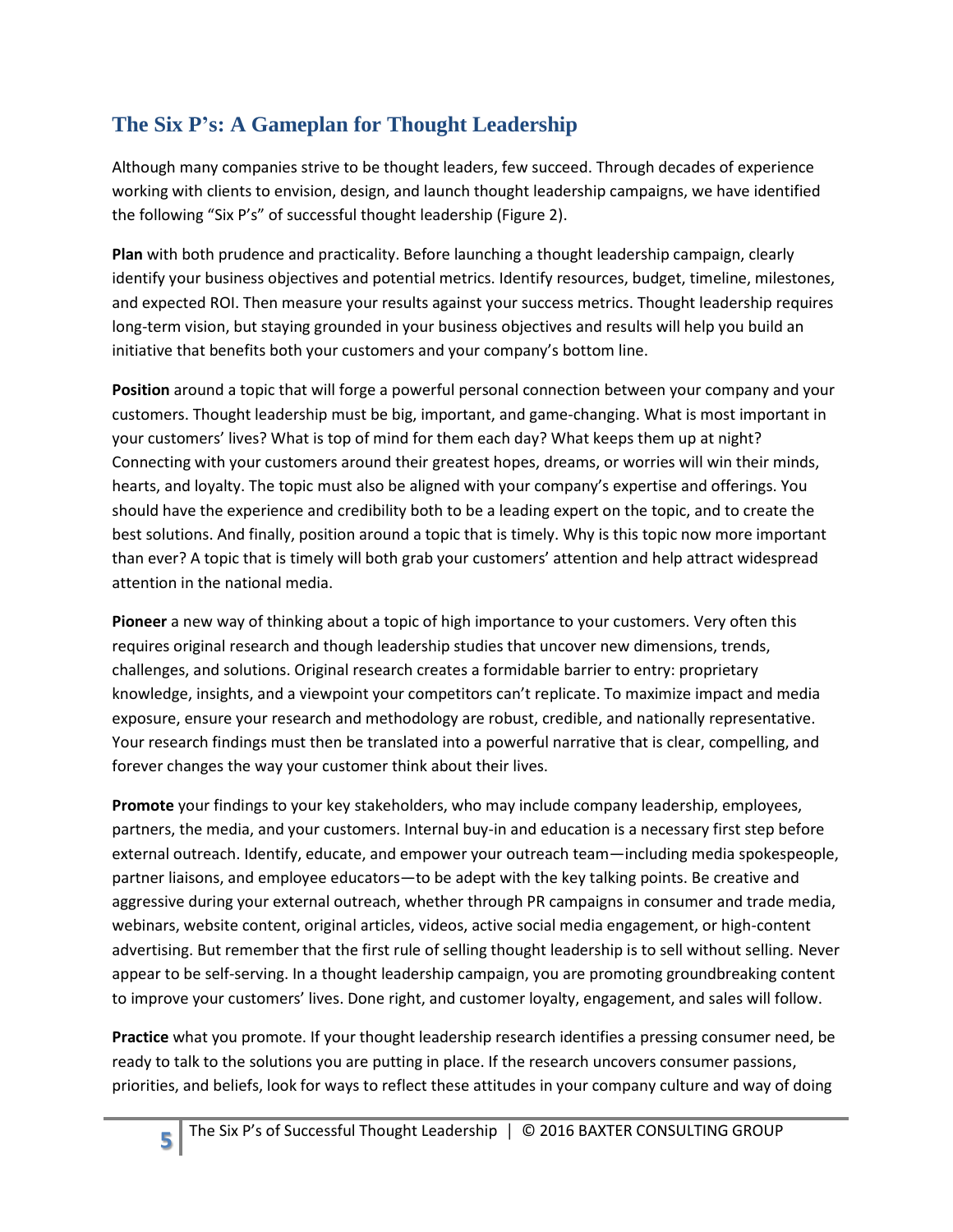## The Six P's: A Gameplan for Thought Leadership

Although many companies strive to be thought leaders, few succeed. Through decades of experience working with clients to envision, design, and launch thought leadership campaigns, we have identified the following "Six P's" of successful thought leadership (Figure 2).

**Plan** with both prudence and practicality. Before launching a thought leadership campaign, clearly identify your business objectives and potential metrics. Identify resources, budget, timeline, milestones, and expected ROI. Then measure your results against your success metrics. Thought leadership requires long-term vision, but staying grounded in your business objectives and results will help you build an initiative that benefits both your customers and your company's bottom line.

**Position** around a topic that will forge a powerful personal connection between your company and your customers. Thought leadership must be big, important, and game-changing. What is most important in your customers' lives? What is top of mind for them each day? What keeps them up at night? Connecting with your customers around their greatest hopes, dreams, or worries will win their minds, hearts, and loyalty. The topic must also be aligned with your company's expertise and offerings. You should have the experience and credibility both to be a leading expert on the topic, and to create the best solutions. And finally, position around a topic that is timely. Why is this topic now more important than ever? A topic that is timely will both grab your customers' attention and help attract widespread attention in the national media.

**Pioneer** a new way of thinking about a topic of high importance to your customers. Very often this requires original research and though leadership studies that uncover new dimensions, trends, challenges, and solutions. Original research creates a formidable barrier to entry: proprietary knowledge, insights, and a viewpoint your competitors can't replicate. To maximize impact and media exposure, ensure your research and methodology are robust, credible, and nationally representative. Your research findings must then be translated into a powerful narrative that is clear, compelling, and forever changes the way your customer think about their lives.

**Promote** your findings to your key stakeholders, who may include company leadership, employees, partners, the media, and your customers. Internal buy-in and education is a necessary first step before external outreach. Identify, educate, and empower your outreach team—including media spokespeople, partner liaisons, and employee educators—to be adept with the key talking points. Be creative and aggressive during your external outreach, whether through PR campaigns in consumer and trade media, webinars, website content, original articles, videos, active social media engagement, or high-content advertising. But remember that the first rule of selling thought leadership is to sell without selling. Never appear to be self-serving. In a thought leadership campaign, you are promoting groundbreaking content to improve your customers' lives. Done right, and customer loyalty, engagement, and sales will follow.

**Practice** what you promote. If your thought leadership research identifies a pressing consumer need, be ready to talk to the solutions you are putting in place. If the research uncovers consumer passions, priorities, and beliefs, look for ways to reflect these attitudes in your company culture and way of doing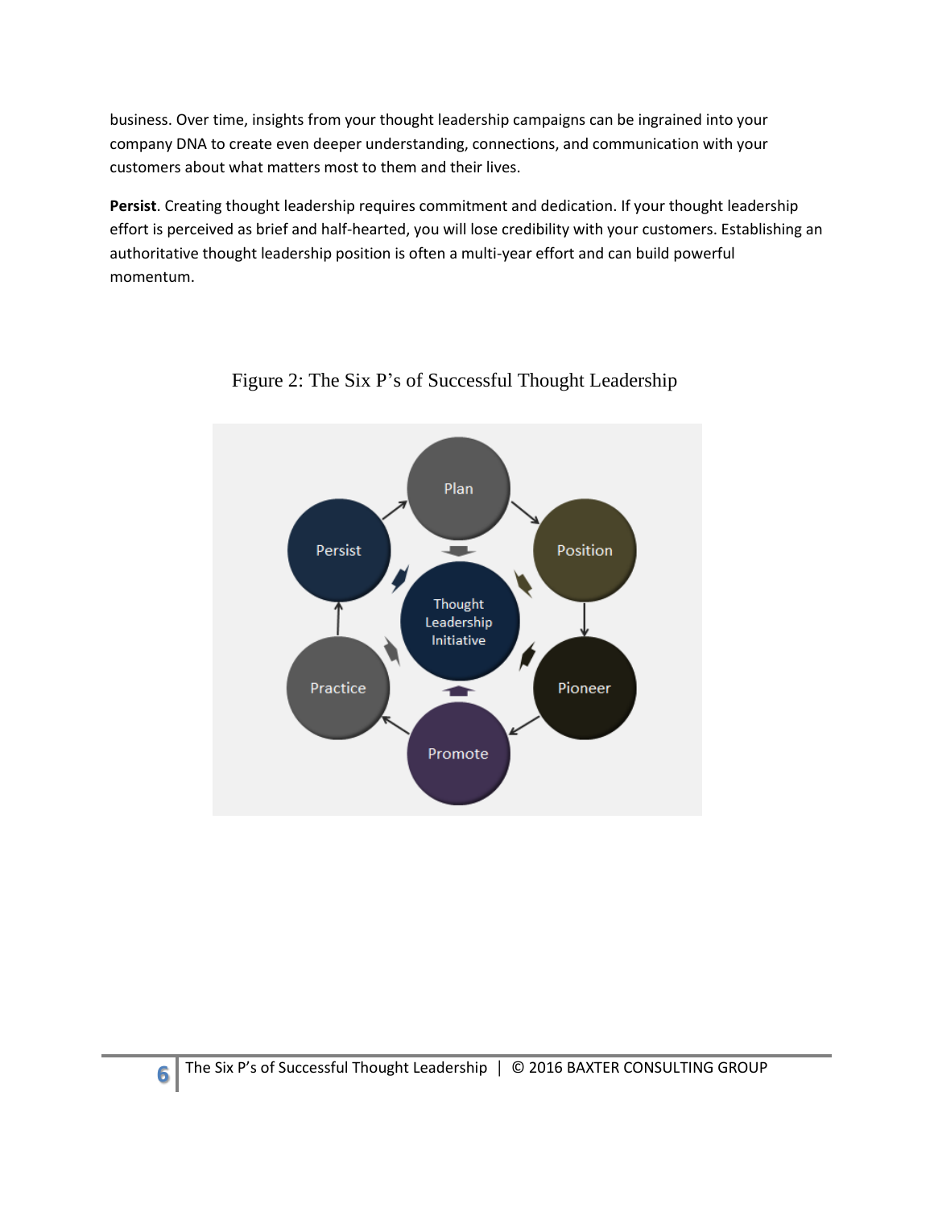business. Over time, insights from your thought leadership campaigns can be ingrained into your company DNA to create even deeper understanding, connections, and communication with your customers about what matters most to them and their lives.

**Persist**. Creating thought leadership requires commitment and dedication. If your thought leadership effort is perceived as brief and half-hearted, you will lose credibility with your customers. Establishing an authoritative thought leadership position is often a multi-year effort and can build powerful momentum.

Figure 2: The Six P's of Successful Thought Leadership

Plan

Position

Pioneer

Promote

Practice

Persist

Thought Leadership Initiative